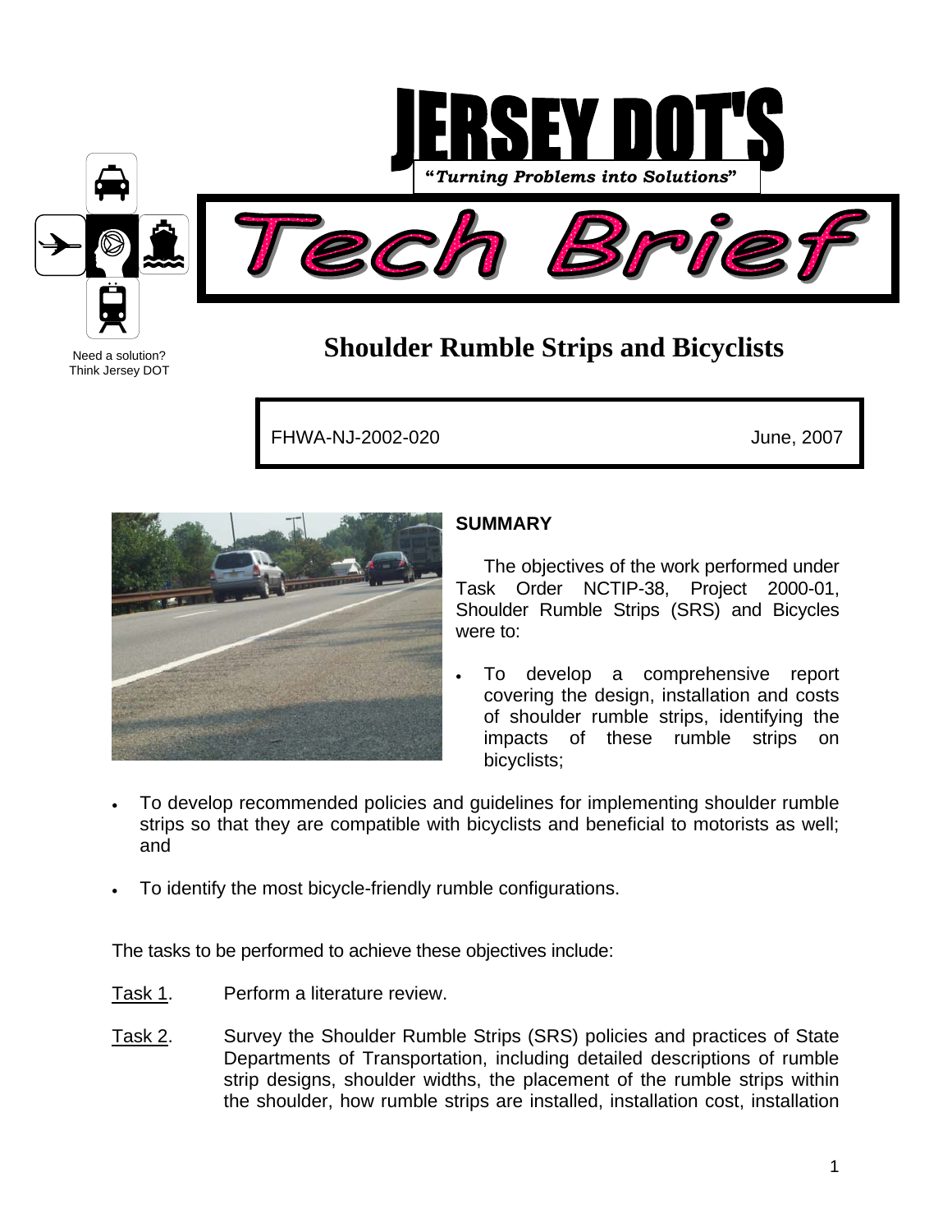# JERSEY DOT'S

*"Turning Problems into Solutions"*

# Tech Brief

Need a solution?
Think Jersey DOT

## Shoulder Rumble Strips and Bicyclists

FHWA-NJ-2002-020 June, 2007

### SUMMARY

The objectives of the work performed under Task Order NCTIP-38, Project 2000-01, Shoulder Rumble Strips (SRS) and Bicycles were to:

- To develop a comprehensive report covering the design, installation and costs of shoulder rumble strips, identifying the impacts of these rumble strips on bicyclists;
- To develop recommended policies and guidelines for implementing shoulder rumble strips so that they are compatible with bicyclists and beneficial to motorists as well; and
- To identify the most bicycle-friendly rumble configurations.

The tasks to be performed to achieve these objectives include:

Task 1. Perform a literature review.

Task 2. Survey the Shoulder Rumble Strips (SRS) policies and practices of State Departments of Transportation, including detailed descriptions of rumble strip designs, shoulder widths, the placement of the rumble strips within the shoulder, how rumble strips are installed, installation cost, installation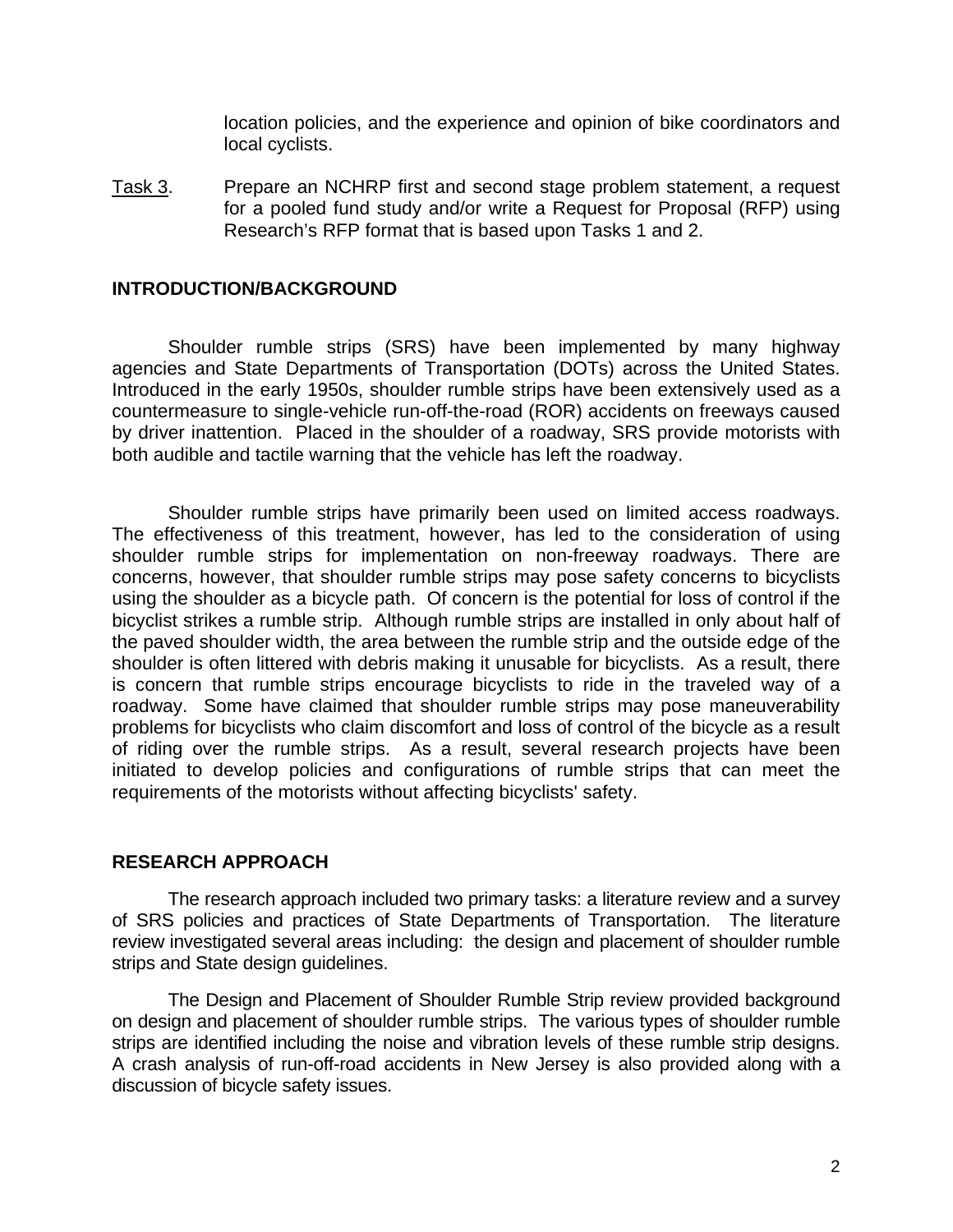location policies, and the experience and opinion of bike coordinators and local cyclists.

Task 3. Prepare an NCHRP first and second stage problem statement, a request for a pooled fund study and/or write a Request for Proposal (RFP) using Research's RFP format that is based upon Tasks 1 and 2.

## INTRODUCTION/BACKGROUND

Shoulder rumble strips (SRS) have been implemented by many highway agencies and State Departments of Transportation (DOTs) across the United States. Introduced in the early 1950s, shoulder rumble strips have been extensively used as a countermeasure to single-vehicle run-off-the-road (ROR) accidents on freeways caused by driver inattention. Placed in the shoulder of a roadway, SRS provide motorists with both audible and tactile warning that the vehicle has left the roadway.

Shoulder rumble strips have primarily been used on limited access roadways. The effectiveness of this treatment, however, has led to the consideration of using shoulder rumble strips for implementation on non-freeway roadways. There are concerns, however, that shoulder rumble strips may pose safety concerns to bicyclists using the shoulder as a bicycle path. Of concern is the potential for loss of control if the bicyclist strikes a rumble strip. Although rumble strips are installed in only about half of the paved shoulder width, the area between the rumble strip and the outside edge of the shoulder is often littered with debris making it unusable for bicyclists. As a result, there is concern that rumble strips encourage bicyclists to ride in the traveled way of a roadway. Some have claimed that shoulder rumble strips may pose maneuverability problems for bicyclists who claim discomfort and loss of control of the bicycle as a result of riding over the rumble strips. As a result, several research projects have been initiated to develop policies and configurations of rumble strips that can meet the requirements of the motorists without affecting bicyclists' safety.

## RESEARCH APPROACH

The research approach included two primary tasks: a literature review and a survey of SRS policies and practices of State Departments of Transportation. The literature review investigated several areas including: the design and placement of shoulder rumble strips and State design guidelines.

The Design and Placement of Shoulder Rumble Strip review provided background on design and placement of shoulder rumble strips. The various types of shoulder rumble strips are identified including the noise and vibration levels of these rumble strip designs. A crash analysis of run-off-road accidents in New Jersey is also provided along with a discussion of bicycle safety issues.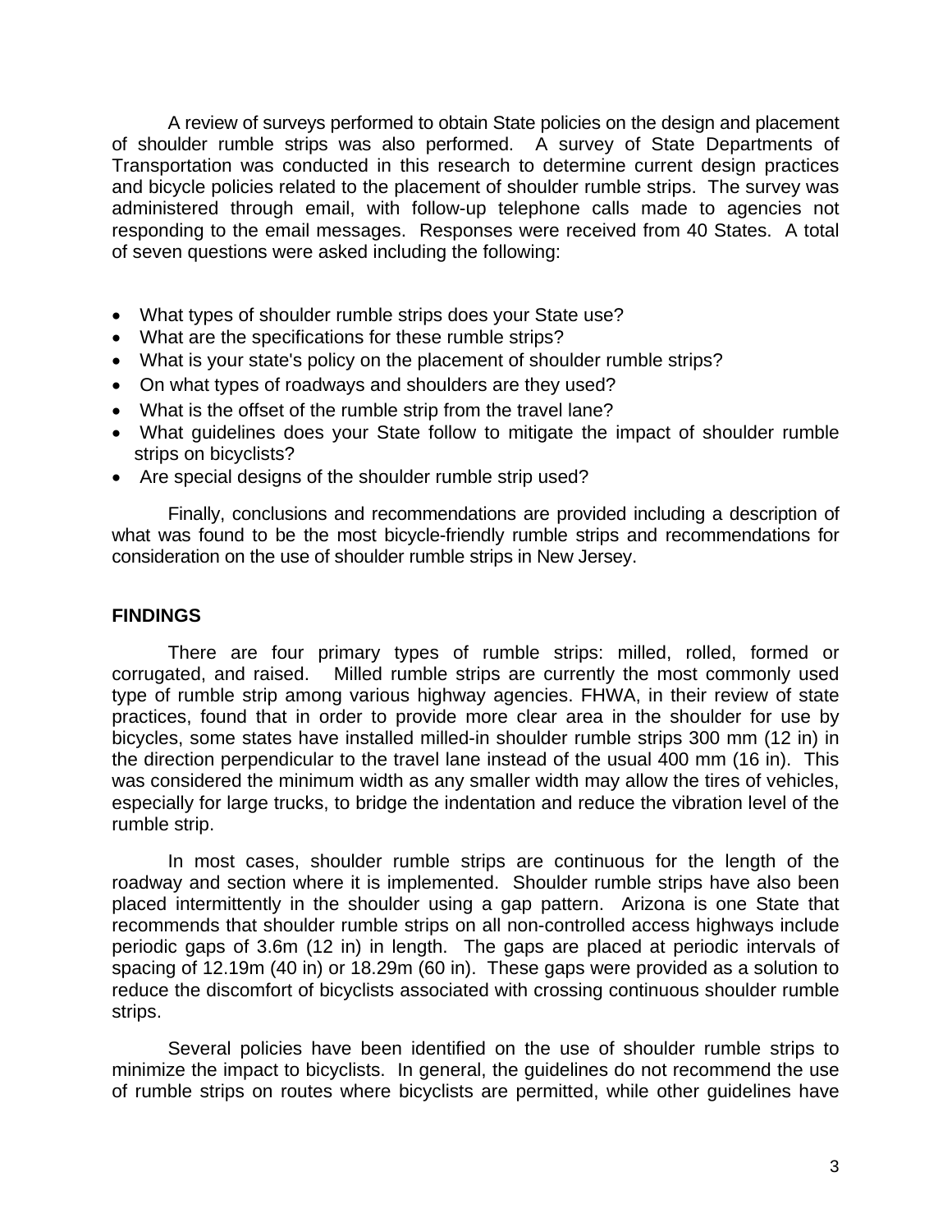A review of surveys performed to obtain State policies on the design and placement of shoulder rumble strips was also performed. A survey of State Departments of Transportation was conducted in this research to determine current design practices and bicycle policies related to the placement of shoulder rumble strips. The survey was administered through email, with follow-up telephone calls made to agencies not responding to the email messages. Responses were received from 40 States. A total of seven questions were asked including the following:

- What types of shoulder rumble strips does your State use?
- What are the specifications for these rumble strips?
- What is your state's policy on the placement of shoulder rumble strips?
- On what types of roadways and shoulders are they used?
- What is the offset of the rumble strip from the travel lane?
- What guidelines does your State follow to mitigate the impact of shoulder rumble strips on bicyclists?
- Are special designs of the shoulder rumble strip used?

Finally, conclusions and recommendations are provided including a description of what was found to be the most bicycle-friendly rumble strips and recommendations for consideration on the use of shoulder rumble strips in New Jersey.

## FINDINGS

There are four primary types of rumble strips: milled, rolled, formed or corrugated, and raised. Milled rumble strips are currently the most commonly used type of rumble strip among various highway agencies. FHWA, in their review of state practices, found that in order to provide more clear area in the shoulder for use by bicycles, some states have installed milled-in shoulder rumble strips 300 mm (12 in) in the direction perpendicular to the travel lane instead of the usual 400 mm (16 in). This was considered the minimum width as any smaller width may allow the tires of vehicles, especially for large trucks, to bridge the indentation and reduce the vibration level of the rumble strip.

In most cases, shoulder rumble strips are continuous for the length of the roadway and section where it is implemented. Shoulder rumble strips have also been placed intermittently in the shoulder using a gap pattern. Arizona is one State that recommends that shoulder rumble strips on all non-controlled access highways include periodic gaps of 3.6m (12 in) in length. The gaps are placed at periodic intervals of spacing of 12.19m (40 in) or 18.29m (60 in). These gaps were provided as a solution to reduce the discomfort of bicyclists associated with crossing continuous shoulder rumble strips.

Several policies have been identified on the use of shoulder rumble strips to minimize the impact to bicyclists. In general, the guidelines do not recommend the use of rumble strips on routes where bicyclists are permitted, while other guidelines have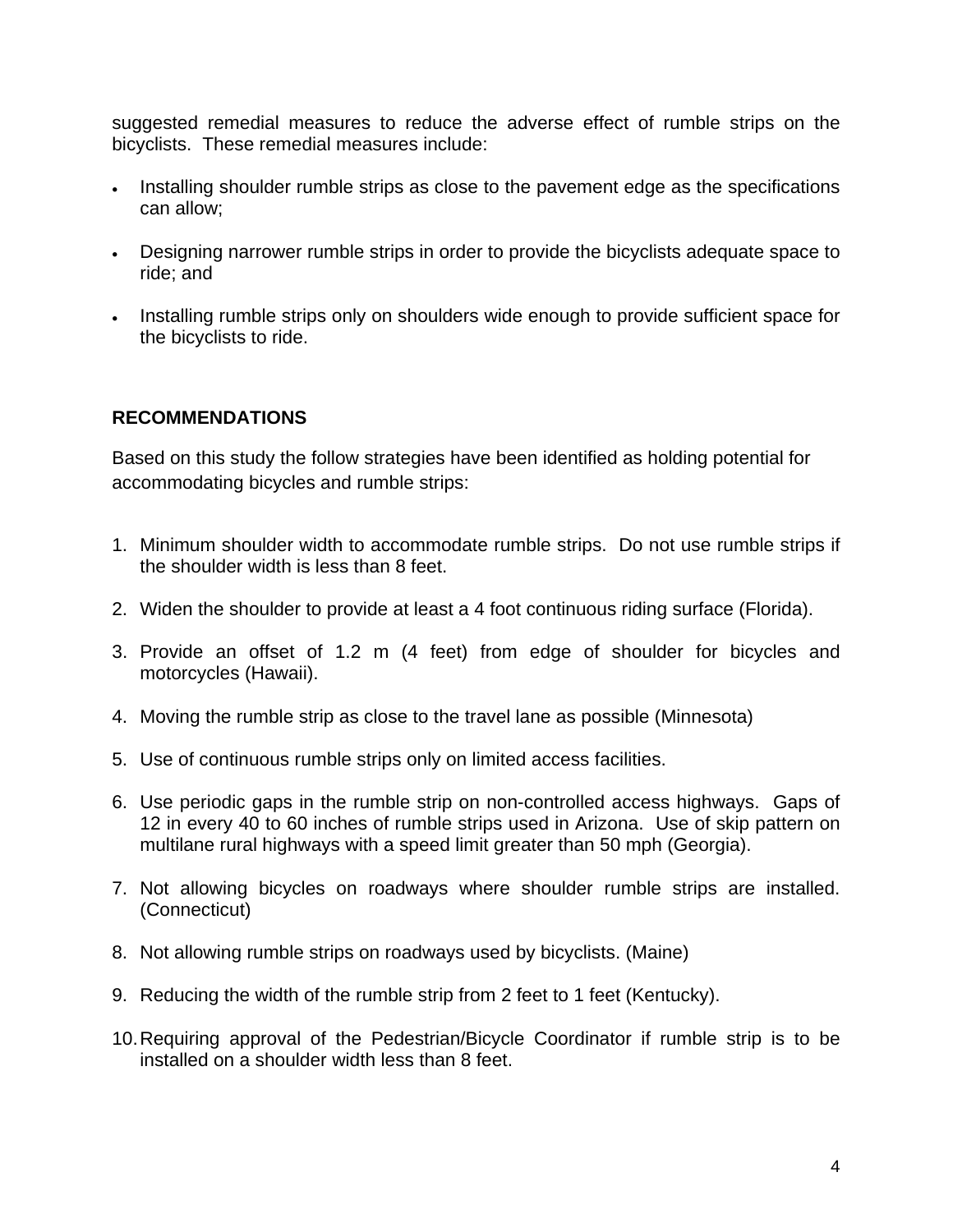suggested remedial measures to reduce the adverse effect of rumble strips on the bicyclists. These remedial measures include:

- Installing shoulder rumble strips as close to the pavement edge as the specifications can allow;
- Designing narrower rumble strips in order to provide the bicyclists adequate space to ride; and
- Installing rumble strips only on shoulders wide enough to provide sufficient space for the bicyclists to ride.

**RECOMMENDATIONS**

Based on this study the follow strategies have been identified as holding potential for accommodating bicycles and rumble strips:

1. Minimum shoulder width to accommodate rumble strips. Do not use rumble strips if the shoulder width is less than 8 feet.
2. Widen the shoulder to provide at least a 4 foot continuous riding surface (Florida).
3. Provide an offset of 1.2 m (4 feet) from edge of shoulder for bicycles and motorcycles (Hawaii).
4. Moving the rumble strip as close to the travel lane as possible (Minnesota)
5. Use of continuous rumble strips only on limited access facilities.
6. Use periodic gaps in the rumble strip on non-controlled access highways. Gaps of 12 in every 40 to 60 inches of rumble strips used in Arizona. Use of skip pattern on multilane rural highways with a speed limit greater than 50 mph (Georgia).
7. Not allowing bicycles on roadways where shoulder rumble strips are installed. (Connecticut)
8. Not allowing rumble strips on roadways used by bicyclists. (Maine)
9. Reducing the width of the rumble strip from 2 feet to 1 feet (Kentucky).
10. Requiring approval of the Pedestrian/Bicycle Coordinator if rumble strip is to be installed on a shoulder width less than 8 feet.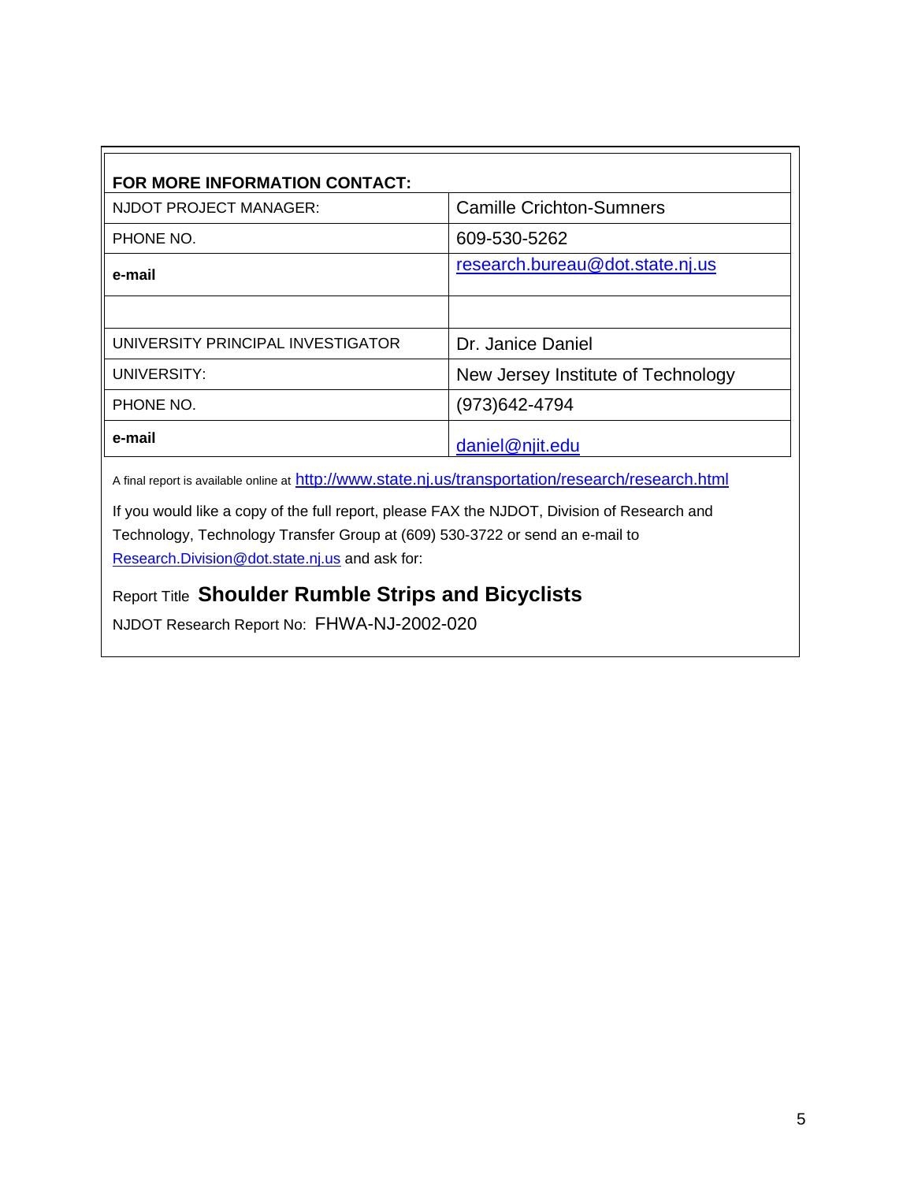| FOR MORE INFORMATION CONTACT: | |
|---|---|
| NJDOT PROJECT MANAGER: | Camille Crichton-Sumners |
| PHONE NO. | 609-530-5262 |
| **e-mail** | research.bureau@dot.state.nj.us |
| | |
| UNIVERSITY PRINCIPAL INVESTIGATOR | Dr. Janice Daniel |
| UNIVERSITY: | New Jersey Institute of Technology |
| PHONE NO. | (973)642-4794 |
| **e-mail** | daniel@njit.edu |

A final report is available online at http://www.state.nj.us/transportation/research/research.html

If you would like a copy of the full report, please FAX the NJDOT, Division of Research and Technology, Technology Transfer Group at (609) 530-3722 or send an e-mail to Research.Division@dot.state.nj.us and ask for:

Report Title **Shoulder Rumble Strips and Bicyclists**

NJDOT Research Report No: FHWA-NJ-2002-020